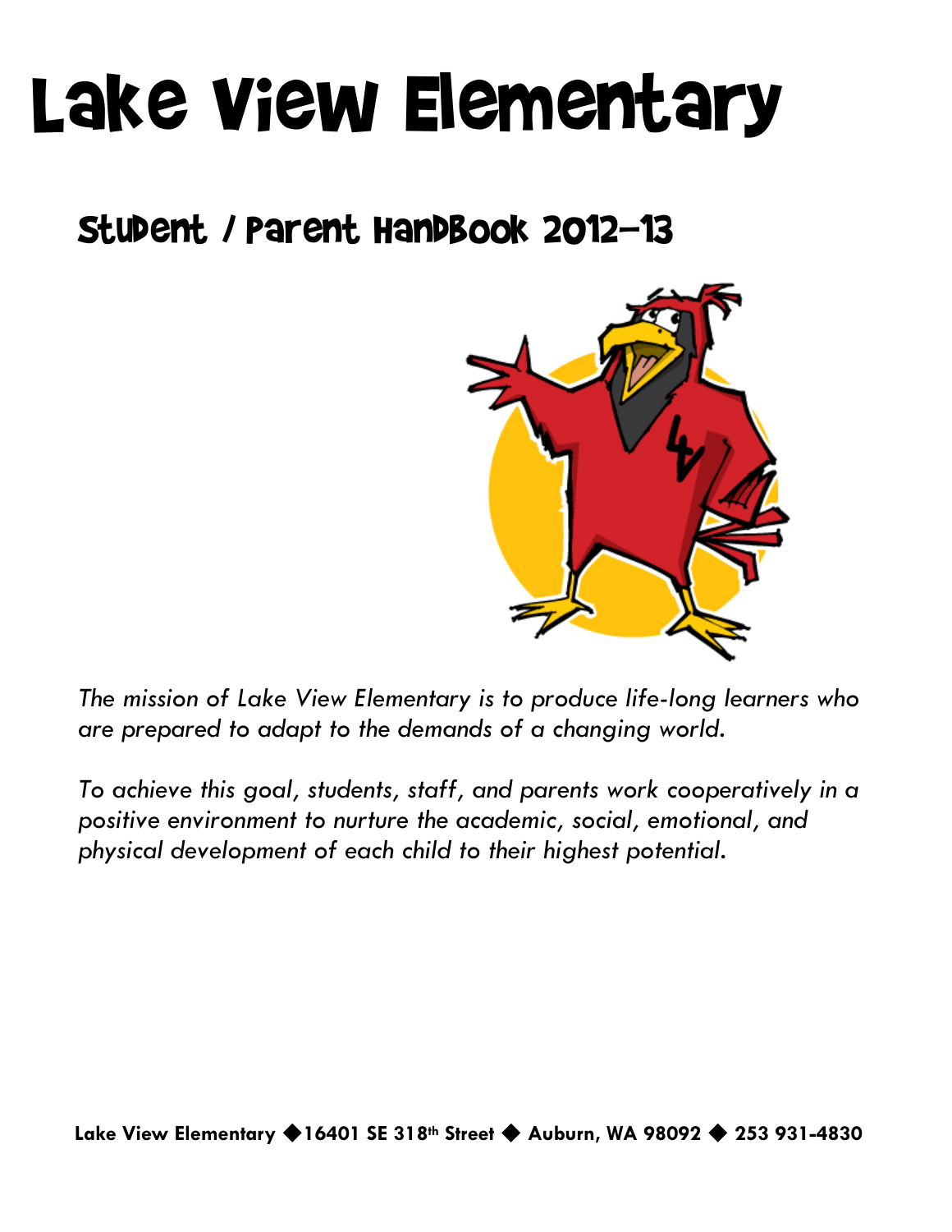# Lake View Elementary

## Student / Parent Handbook 2012-13

*The mission of Lake View Elementary is to produce life-long learners who are prepared to adapt to the demands of a changing world.*

*To achieve this goal, students, staff, and parents work cooperatively in a positive environment to nurture the academic, social, emotional, and physical development of each child to their highest potential.*

**Lake View Elementary ◆16401 SE 318th Street ◆ Auburn, WA 98092 ◆ 253 931-4830**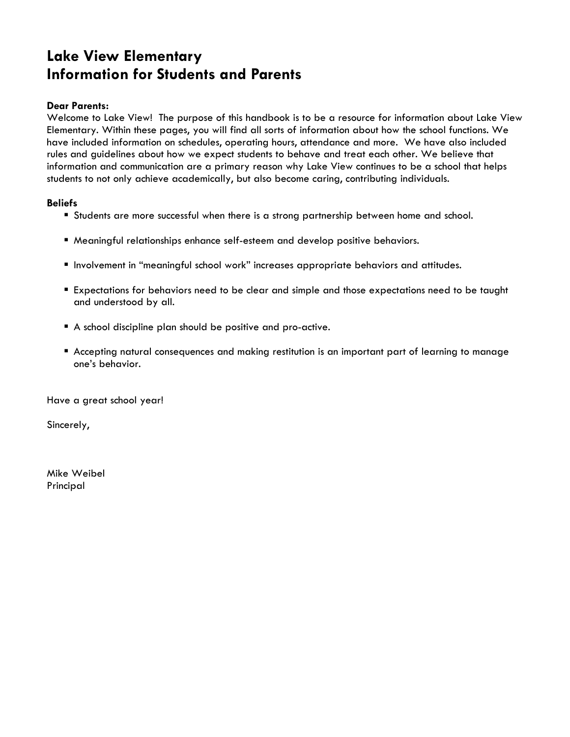# Lake View Elementary
# Information for Students and Parents

**Dear Parents:**
Welcome to Lake View! The purpose of this handbook is to be a resource for information about Lake View Elementary. Within these pages, you will find all sorts of information about how the school functions. We have included information on schedules, operating hours, attendance and more. We have also included rules and guidelines about how we expect students to behave and treat each other. We believe that information and communication are a primary reason why Lake View continues to be a school that helps students to not only achieve academically, but also become caring, contributing individuals.

**Beliefs**

- Students are more successful when there is a strong partnership between home and school.
- Meaningful relationships enhance self-esteem and develop positive behaviors.
- Involvement in "meaningful school work" increases appropriate behaviors and attitudes.
- Expectations for behaviors need to be clear and simple and those expectations need to be taught and understood by all.
- A school discipline plan should be positive and pro-active.
- Accepting natural consequences and making restitution is an important part of learning to manage one's behavior.

Have a great school year!

Sincerely,

Mike Weibel
Principal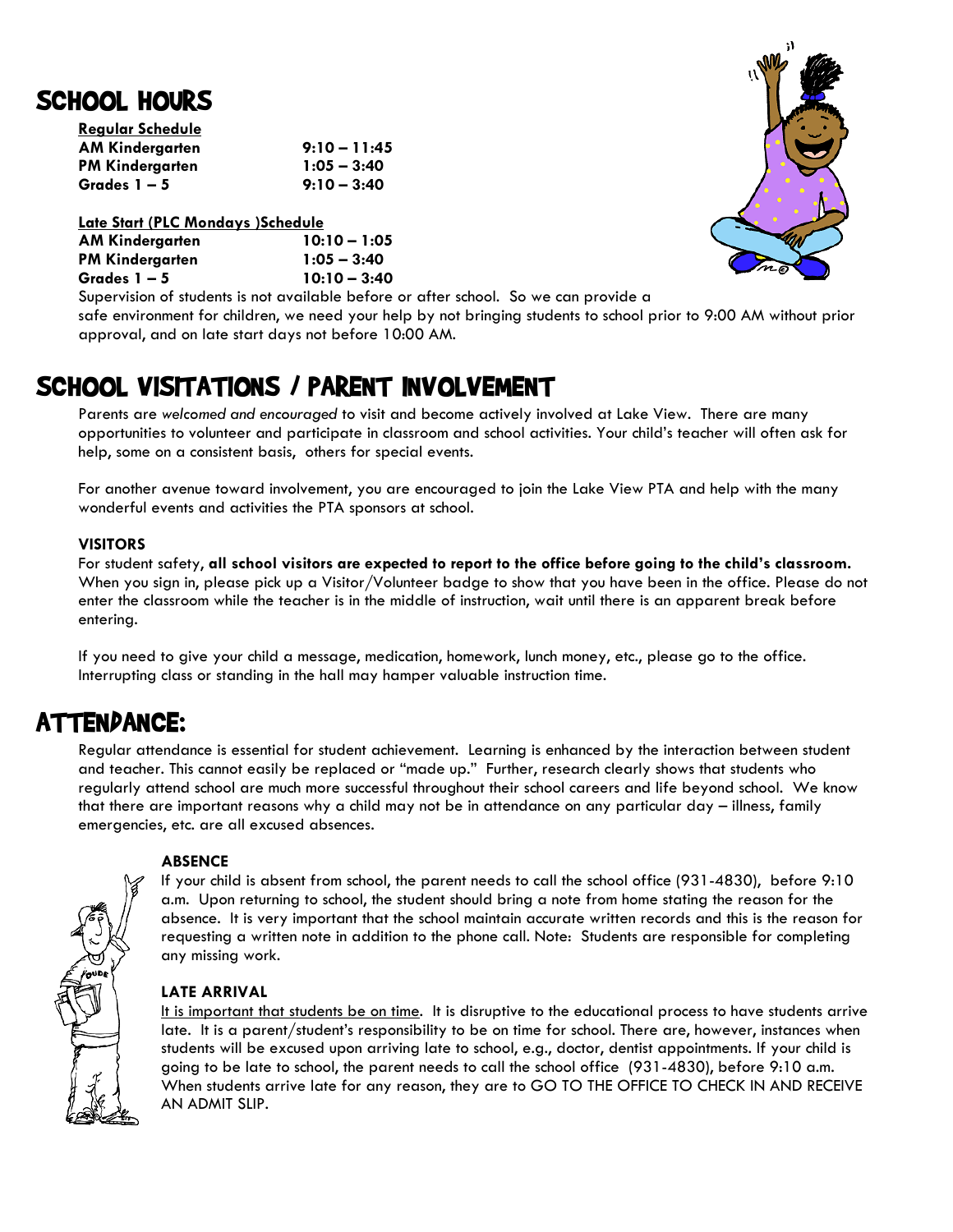# SCHOOL HOURS

**Regular Schedule**

| | |
|---|---|
| **AM Kindergarten** | **9:10 – 11:45** |
| **PM Kindergarten** | **1:05 – 3:40** |
| **Grades 1 – 5** | **9:10 – 3:40** |

**Late Start (PLC Mondays )Schedule**

| | |
|---|---|
| **AM Kindergarten** | **10:10 – 1:05** |
| **PM Kindergarten** | **1:05 – 3:40** |
| **Grades 1 – 5** | **10:10 – 3:40** |

Supervision of students is not available before or after school. So we can provide a safe environment for children, we need your help by not bringing students to school prior to 9:00 AM without prior approval, and on late start days not before 10:00 AM.

# SCHOOL VISITATIONS / PARENT INVOLVEMENT

Parents are *welcomed and encouraged* to visit and become actively involved at Lake View. There are many opportunities to volunteer and participate in classroom and school activities. Your child's teacher will often ask for help, some on a consistent basis, others for special events.

For another avenue toward involvement, you are encouraged to join the Lake View PTA and help with the many wonderful events and activities the PTA sponsors at school.

### VISITORS

For student safety, **all school visitors are expected to report to the office before going to the child's classroom.** When you sign in, please pick up a Visitor/Volunteer badge to show that you have been in the office. Please do not enter the classroom while the teacher is in the middle of instruction, wait until there is an apparent break before entering.

If you need to give your child a message, medication, homework, lunch money, etc., please go to the office. Interrupting class or standing in the hall may hamper valuable instruction time.

# ATTENDANCE:

Regular attendance is essential for student achievement. Learning is enhanced by the interaction between student and teacher. This cannot easily be replaced or "made up." Further, research clearly shows that students who regularly attend school are much more successful throughout their school careers and life beyond school. We know that there are important reasons why a child may not be in attendance on any particular day – illness, family emergencies, etc. are all excused absences.

### ABSENCE

If your child is absent from school, the parent needs to call the school office (931-4830), before 9:10 a.m. Upon returning to school, the student should bring a note from home stating the reason for the absence. It is very important that the school maintain accurate written records and this is the reason for requesting a written note in addition to the phone call. Note: Students are responsible for completing any missing work.

### LATE ARRIVAL

It is important that students be on time. It is disruptive to the educational process to have students arrive late. It is a parent/student's responsibility to be on time for school. There are, however, instances when students will be excused upon arriving late to school, e.g., doctor, dentist appointments. If your child is going to be late to school, the parent needs to call the school office (931-4830), before 9:10 a.m. When students arrive late for any reason, they are to GO TO THE OFFICE TO CHECK IN AND RECEIVE AN ADMIT SLIP.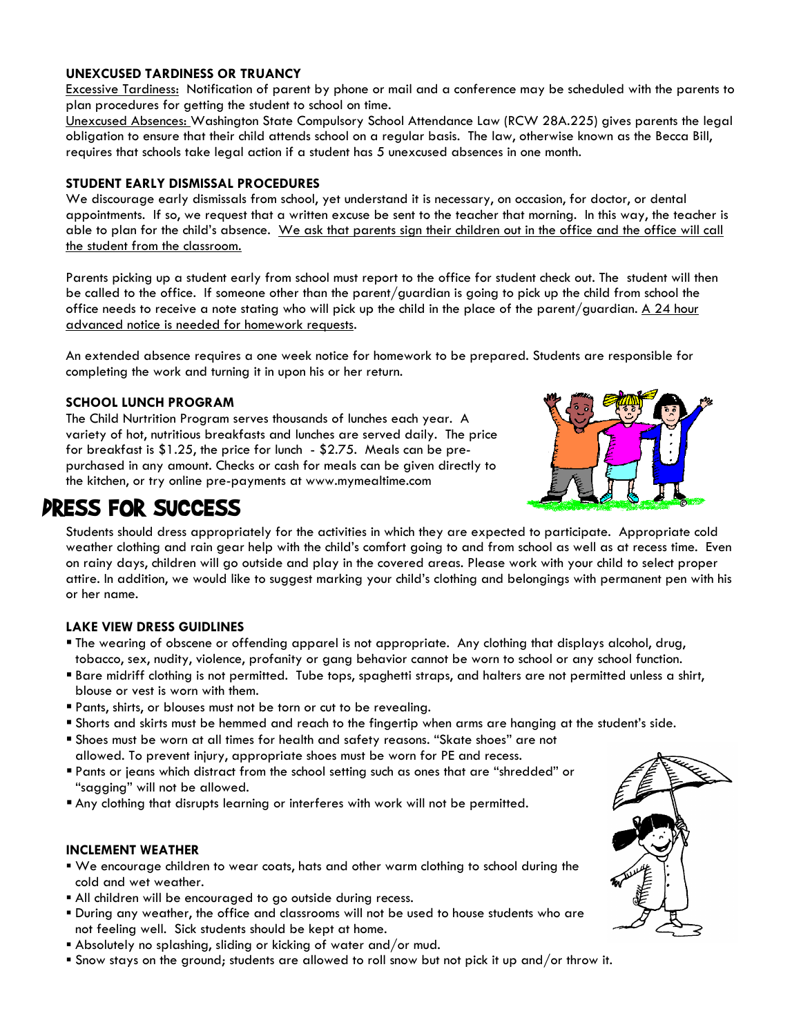### UNEXCUSED TARDINESS OR TRUANCY

Excessive Tardiness: Notification of parent by phone or mail and a conference may be scheduled with the parents to plan procedures for getting the student to school on time.

Unexcused Absences: Washington State Compulsory School Attendance Law (RCW 28A.225) gives parents the legal obligation to ensure that their child attends school on a regular basis. The law, otherwise known as the Becca Bill, requires that schools take legal action if a student has 5 unexcused absences in one month.

### STUDENT EARLY DISMISSAL PROCEDURES

We discourage early dismissals from school, yet understand it is necessary, on occasion, for doctor, or dental appointments. If so, we request that a written excuse be sent to the teacher that morning. In this way, the teacher is able to plan for the child's absence. We ask that parents sign their children out in the office and the office will call the student from the classroom.

Parents picking up a student early from school must report to the office for student check out. The student will then be called to the office. If someone other than the parent/guardian is going to pick up the child from school the office needs to receive a note stating who will pick up the child in the place of the parent/guardian. A 24 hour advanced notice is needed for homework requests.

An extended absence requires a one week notice for homework to be prepared. Students are responsible for completing the work and turning it in upon his or her return.

### SCHOOL LUNCH PROGRAM

The Child Nurtrition Program serves thousands of lunches each year. A variety of hot, nutritious breakfasts and lunches are served daily. The price for breakfast is $1.25, the price for lunch - $2.75. Meals can be pre-purchased in any amount. Checks or cash for meals can be given directly to the kitchen, or try online pre-payments at www.mymealtime.com

## DRESS FOR SUCCESS

Students should dress appropriately for the activities in which they are expected to participate. Appropriate cold weather clothing and rain gear help with the child's comfort going to and from school as well as at recess time. Even on rainy days, children will go outside and play in the covered areas. Please work with your child to select proper attire. In addition, we would like to suggest marking your child's clothing and belongings with permanent pen with his or her name.

### LAKE VIEW DRESS GUIDLINES

- The wearing of obscene or offending apparel is not appropriate. Any clothing that displays alcohol, drug, tobacco, sex, nudity, violence, profanity or gang behavior cannot be worn to school or any school function.
- Bare midriff clothing is not permitted. Tube tops, spaghetti straps, and halters are not permitted unless a shirt, blouse or vest is worn with them.
- Pants, shirts, or blouses must not be torn or cut to be revealing.
- Shorts and skirts must be hemmed and reach to the fingertip when arms are hanging at the student's side.
- Shoes must be worn at all times for health and safety reasons. "Skate shoes" are not allowed. To prevent injury, appropriate shoes must be worn for PE and recess.
- Pants or jeans which distract from the school setting such as ones that are "shredded" or "sagging" will not be allowed.
- Any clothing that disrupts learning or interferes with work will not be permitted.

### INCLEMENT WEATHER

- We encourage children to wear coats, hats and other warm clothing to school during the cold and wet weather.
- All children will be encouraged to go outside during recess.
- During any weather, the office and classrooms will not be used to house students who are not feeling well. Sick students should be kept at home.
- Absolutely no splashing, sliding or kicking of water and/or mud.
- Snow stays on the ground; students are allowed to roll snow but not pick it up and/or throw it.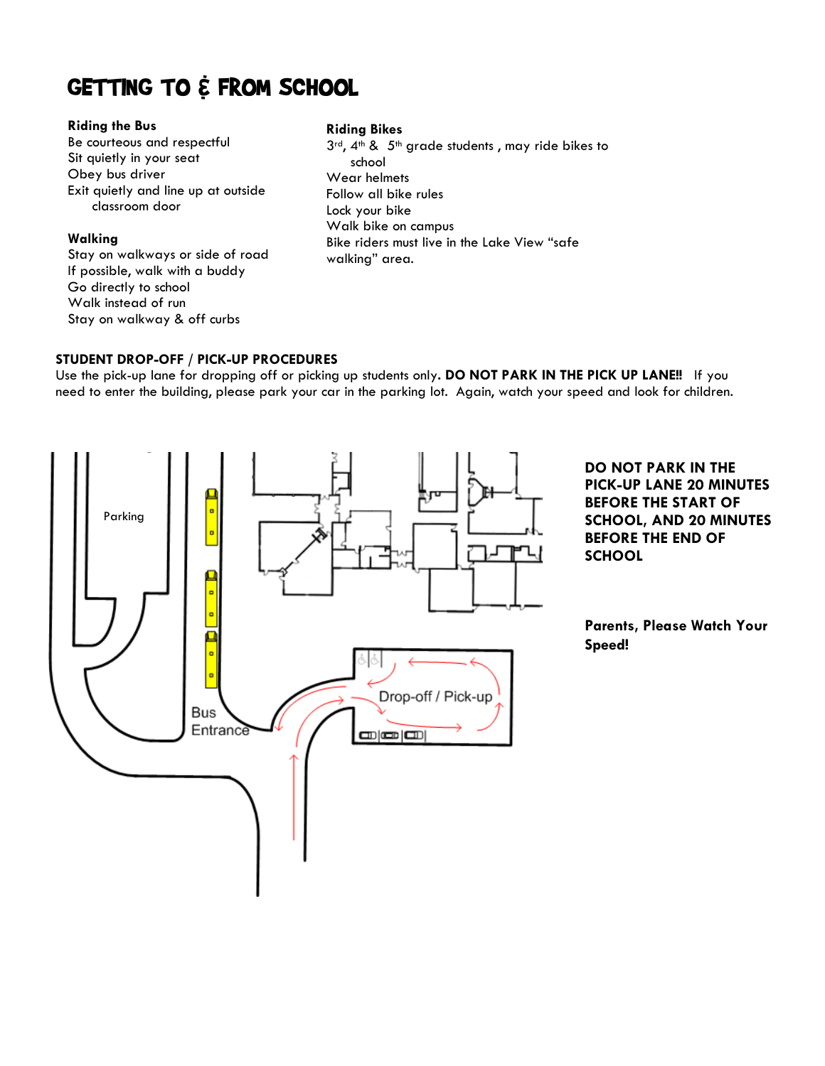# GETTING TO & FROM SCHOOL

**Riding the Bus**

Be courteous and respectful
Sit quietly in your seat
Obey bus driver
Exit quietly and line up at outside classroom door

**Walking**

Stay on walkways or side of road
If possible, walk with a buddy
Go directly to school
Walk instead of run
Stay on walkway & off curbs

**Riding Bikes**

3rd, 4th & 5th grade students , may ride bikes to school
Wear helmets
Follow all bike rules
Lock your bike
Walk bike on campus
Bike riders must live in the Lake View "safe walking" area.

**STUDENT DROP-OFF / PICK-UP PROCEDURES**

Use the pick-up lane for dropping off or picking up students only. **DO NOT PARK IN THE PICK UP LANE!!** If you need to enter the building, please park your car in the parking lot. Again, watch your speed and look for children.

Parking

Bus Entrance

Drop-off / Pick-up

**DO NOT PARK IN THE PICK-UP LANE 20 MINUTES BEFORE THE START OF SCHOOL, AND 20 MINUTES BEFORE THE END OF SCHOOL**

**Parents, Please Watch Your Speed!**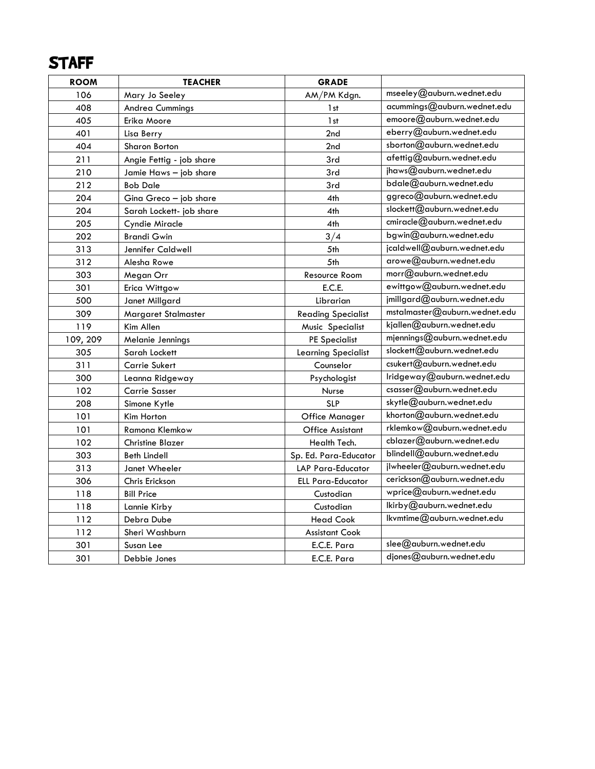## STAFF

| ROOM | TEACHER | GRADE | |
|---|---|---|---|
| 106 | Mary Jo Seeley | AM/PM Kdgn. | mseeley@auburn.wednet.edu |
| 408 | Andrea Cummings | 1st | acummings@auburn.wednet.edu |
| 405 | Erika Moore | 1st | emoore@auburn.wednet.edu |
| 401 | Lisa Berry | 2nd | eberry@auburn.wednet.edu |
| 404 | Sharon Borton | 2nd | sborton@auburn.wednet.edu |
| 211 | Angie Fettig - job share | 3rd | afettig@auburn.wednet.edu |
| 210 | Jamie Haws – job share | 3rd | jhaws@auburn.wednet.edu |
| 212 | Bob Dale | 3rd | bdale@auburn.wednet.edu |
| 204 | Gina Greco – job share | 4th | ggreco@auburn.wednet.edu |
| 204 | Sarah Lockett- job share | 4th | slockett@auburn.wednet.edu |
| 205 | Cyndie Miracle | 4th | cmiracle@auburn.wednet.edu |
| 202 | Brandi Gwin | 3/4 | bgwin@auburn.wednet.edu |
| 313 | Jennifer Caldwell | 5th | jcaldwell@auburn.wednet.edu |
| 312 | Alesha Rowe | 5th | arowe@auburn.wednet.edu |
| 303 | Megan Orr | Resource Room | morr@auburn.wednet.edu |
| 301 | Erica Wittgow | E.C.E. | ewittgow@auburn.wednet.edu |
| 500 | Janet Millgard | Librarian | jmillgard@auburn.wednet.edu |
| 309 | Margaret Stalmaster | Reading Specialist | mstalmaster@auburn.wednet.edu |
| 119 | Kim Allen | Music Specialist | kjallen@auburn.wednet.edu |
| 109, 209 | Melanie Jennings | PE Specialist | mjennings@auburn.wednet.edu |
| 305 | Sarah Lockett | Learning Specialist | slockett@auburn.wednet.edu |
| 311 | Carrie Sukert | Counselor | csukert@auburn.wednet.edu |
| 300 | Leanna Ridgeway | Psychologist | lridgeway@auburn.wednet.edu |
| 102 | Carrie Sasser | Nurse | csasser@auburn.wednet.edu |
| 208 | Simone Kytle | SLP | skytle@auburn.wednet.edu |
| 101 | Kim Horton | Office Manager | khorton@auburn.wednet.edu |
| 101 | Ramona Klemkow | Office Assistant | rklemkow@auburn.wednet.edu |
| 102 | Christine Blazer | Health Tech. | cblazer@auburn.wednet.edu |
| 303 | Beth Lindell | Sp. Ed. Para-Educator | blindell@auburn.wednet.edu |
| 313 | Janet Wheeler | LAP Para-Educator | jlwheeler@auburn.wednet.edu |
| 306 | Chris Erickson | ELL Para-Educator | cerickson@auburn.wednet.edu |
| 118 | Bill Price | Custodian | wprice@auburn.wednet.edu |
| 118 | Lannie Kirby | Custodian | lkirby@auburn.wednet.edu |
| 112 | Debra Dube | Head Cook | lkvmtime@auburn.wednet.edu |
| 112 | Sheri Washburn | Assistant Cook | |
| 301 | Susan Lee | E.C.E. Para | slee@auburn.wednet.edu |
| 301 | Debbie Jones | E.C.E. Para | djones@auburn.wednet.edu |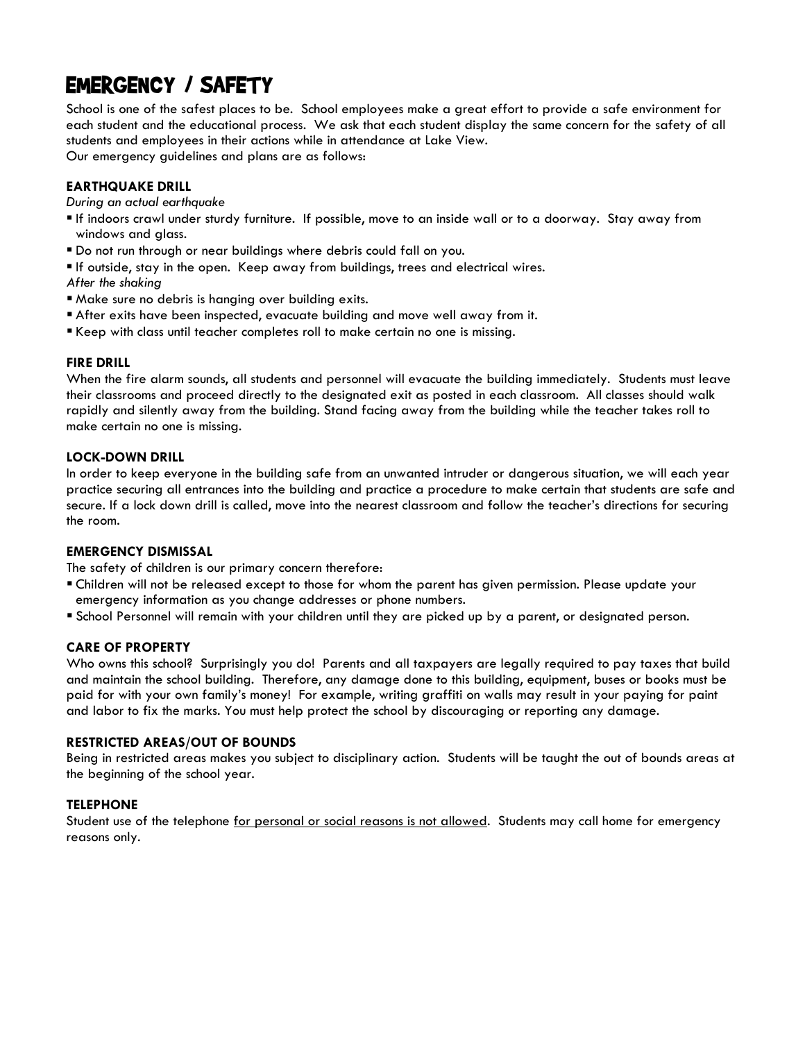# Emergency / Safety

School is one of the safest places to be. School employees make a great effort to provide a safe environment for each student and the educational process. We ask that each student display the same concern for the safety of all students and employees in their actions while in attendance at Lake View.
Our emergency guidelines and plans are as follows:

### EARTHQUAKE DRILL

*During an actual earthquake*

- If indoors crawl under sturdy furniture. If possible, move to an inside wall or to a doorway. Stay away from windows and glass.
- Do not run through or near buildings where debris could fall on you.
- If outside, stay in the open. Keep away from buildings, trees and electrical wires.

*After the shaking*

- Make sure no debris is hanging over building exits.
- After exits have been inspected, evacuate building and move well away from it.
- Keep with class until teacher completes roll to make certain no one is missing.

### FIRE DRILL

When the fire alarm sounds, all students and personnel will evacuate the building immediately. Students must leave their classrooms and proceed directly to the designated exit as posted in each classroom. All classes should walk rapidly and silently away from the building. Stand facing away from the building while the teacher takes roll to make certain no one is missing.

### LOCK-DOWN DRILL

In order to keep everyone in the building safe from an unwanted intruder or dangerous situation, we will each year practice securing all entrances into the building and practice a procedure to make certain that students are safe and secure. If a lock down drill is called, move into the nearest classroom and follow the teacher's directions for securing the room.

### EMERGENCY DISMISSAL

The safety of children is our primary concern therefore:

- Children will not be released except to those for whom the parent has given permission. Please update your emergency information as you change addresses or phone numbers.
- School Personnel will remain with your children until they are picked up by a parent, or designated person.

### CARE OF PROPERTY

Who owns this school? Surprisingly you do! Parents and all taxpayers are legally required to pay taxes that build and maintain the school building. Therefore, any damage done to this building, equipment, buses or books must be paid for with your own family's money! For example, writing graffiti on walls may result in your paying for paint and labor to fix the marks. You must help protect the school by discouraging or reporting any damage.

### RESTRICTED AREAS/OUT OF BOUNDS

Being in restricted areas makes you subject to disciplinary action. Students will be taught the out of bounds areas at the beginning of the school year.

### TELEPHONE

Student use of the telephone <u>for personal or social reasons is not allowed</u>. Students may call home for emergency reasons only.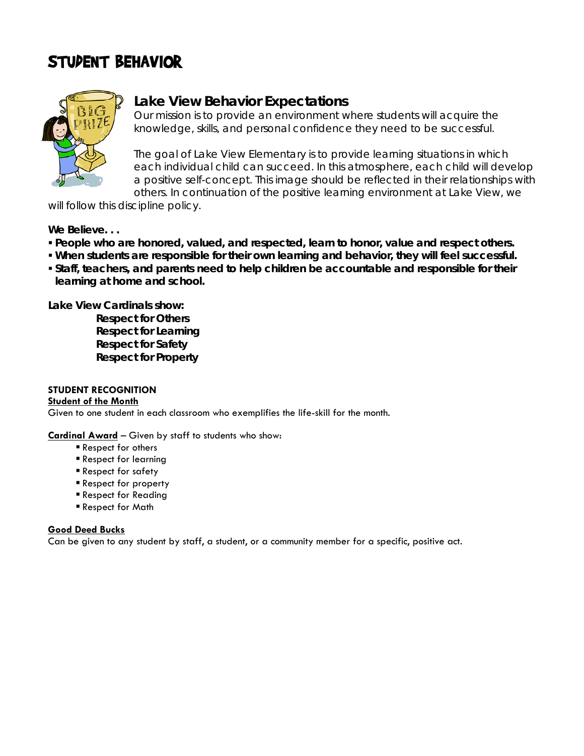# STUDENT BEHAVIOR

## Lake View Behavior Expectations

Our mission is to provide an environment where students will acquire the knowledge, skills, and personal confidence they need to be successful.

The goal of Lake View Elementary is to provide learning situations in which each individual child can succeed. In this atmosphere, each child will develop a positive self-concept. This image should be reflected in their relationships with others. In continuation of the positive learning environment at Lake View, we will follow this discipline policy.

**We Believe. . .**

- **People who are honored, valued, and respected, learn to honor, value and respect others.**
- **When students are responsible for their own learning and behavior, they will feel successful.**
- **Staff, teachers, and parents need to help children be accountable and responsible for their learning at home and school.**

**Lake View Cardinals show:**

**Respect for Others**
**Respect for Learning**
**Respect for Safety**
**Respect for Property**

**STUDENT RECOGNITION**

**Student of the Month**

Given to one student in each classroom who exemplifies the life-skill for the month.

**Cardinal Award** – Given by staff to students who show:

- Respect for others
- Respect for learning
- Respect for safety
- Respect for property
- Respect for Reading
- Respect for Math

**Good Deed Bucks**

Can be given to any student by staff, a student, or a community member for a specific, positive act.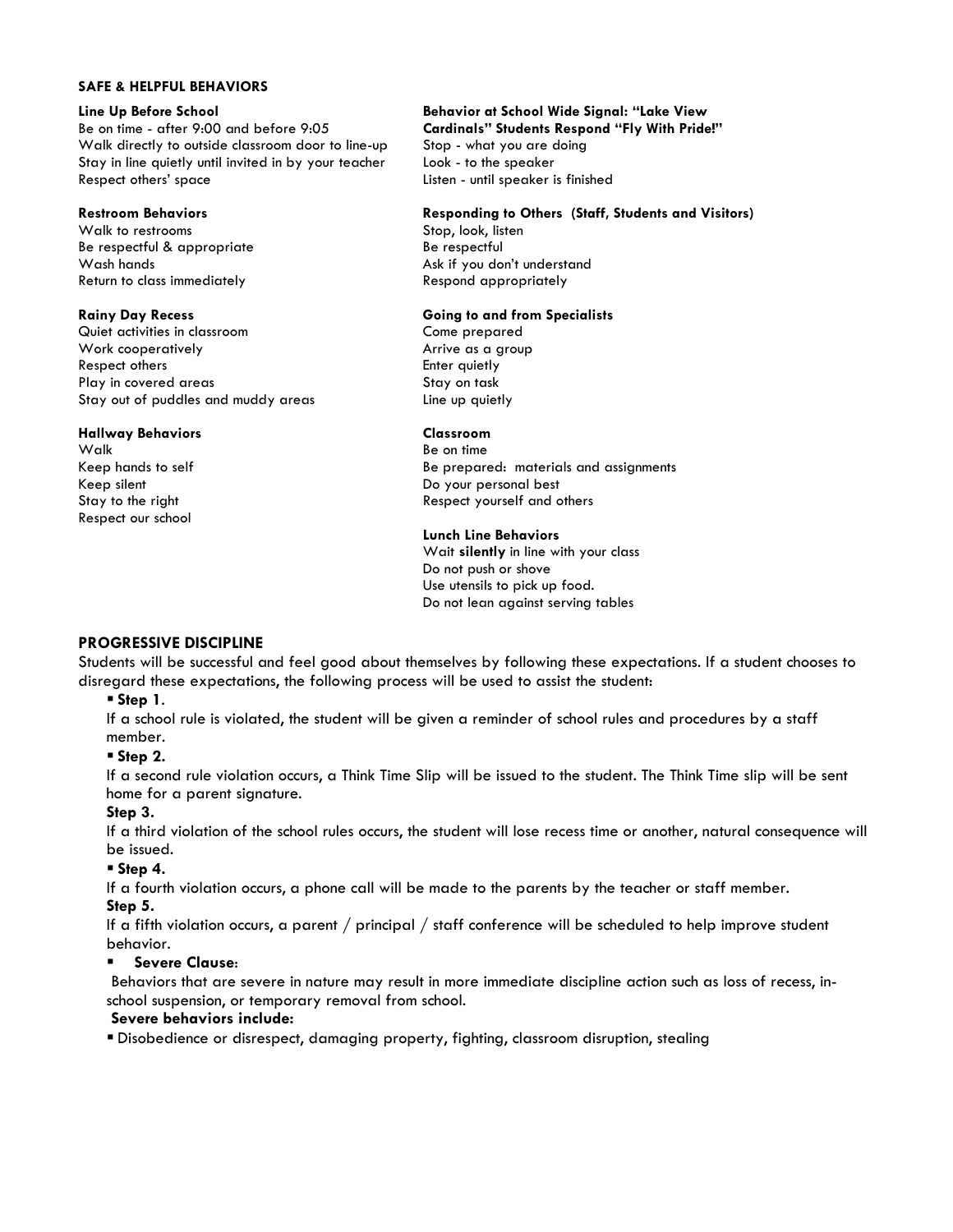**SAFE & HELPFUL BEHAVIORS**

**Line Up Before School**
Be on time - after 9:00 and before 9:05
Walk directly to outside classroom door to line-up
Stay in line quietly until invited in by your teacher
Respect others' space

**Restroom Behaviors**
Walk to restrooms
Be respectful & appropriate
Wash hands
Return to class immediately

**Rainy Day Recess**
Quiet activities in classroom
Work cooperatively
Respect others
Play in covered areas
Stay out of puddles and muddy areas

**Hallway Behaviors**
Walk
Keep hands to self
Keep silent
Stay to the right
Respect our school

**Behavior at School Wide Signal: "Lake View Cardinals" Students Respond "Fly With Pride!"**
Stop - what you are doing
Look - to the speaker
Listen - until speaker is finished

**Responding to Others (Staff, Students and Visitors)**
Stop, look, listen
Be respectful
Ask if you don't understand
Respond appropriately

**Going to and from Specialists**
Come prepared
Arrive as a group
Enter quietly
Stay on task
Line up quietly

**Classroom**
Be on time
Be prepared: materials and assignments
Do your personal best
Respect yourself and others

**Lunch Line Behaviors**
Wait **silently** in line with your class
Do not push or shove
Use utensils to pick up food.
Do not lean against serving tables

## PROGRESSIVE DISCIPLINE

Students will be successful and feel good about themselves by following these expectations. If a student chooses to disregard these expectations, the following process will be used to assist the student:

- **Step 1**.
  If a school rule is violated, the student will be given a reminder of school rules and procedures by a staff member.
- **Step 2.**
  If a second rule violation occurs, a Think Time Slip will be issued to the student. The Think Time slip will be sent home for a parent signature.

**Step 3.**
If a third violation of the school rules occurs, the student will lose recess time or another, natural consequence will be issued.

- **Step 4.**
  If a fourth violation occurs, a phone call will be made to the parents by the teacher or staff member.

**Step 5.**
If a fifth violation occurs, a parent / principal / staff conference will be scheduled to help improve student behavior.

- **Severe Clause**:
  Behaviors that are severe in nature may result in more immediate discipline action such as loss of recess, in-school suspension, or temporary removal from school.

**Severe behaviors include:**

- Disobedience or disrespect, damaging property, fighting, classroom disruption, stealing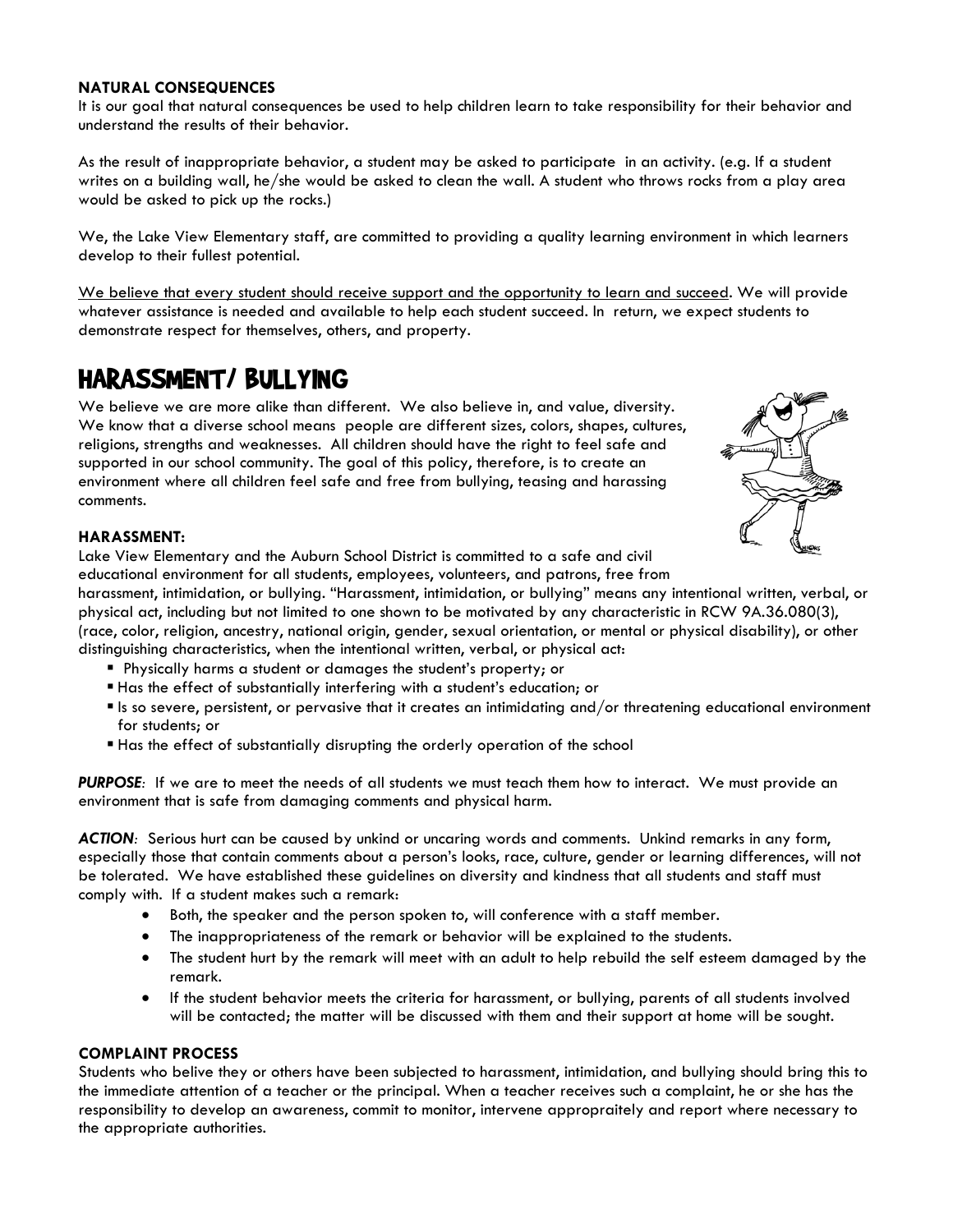**NATURAL CONSEQUENCES**

It is our goal that natural consequences be used to help children learn to take responsibility for their behavior and understand the results of their behavior.

As the result of inappropriate behavior, a student may be asked to participate in an activity. (e.g. If a student writes on a building wall, he/she would be asked to clean the wall. A student who throws rocks from a play area would be asked to pick up the rocks.)

We, the Lake View Elementary staff, are committed to providing a quality learning environment in which learners develop to their fullest potential.

<u>We believe that every student should receive support and the opportunity to learn and succeed</u>. We will provide whatever assistance is needed and available to help each student succeed. In return, we expect students to demonstrate respect for themselves, others, and property.

# HARASSMENT/ BULLYING

We believe we are more alike than different. We also believe in, and value, diversity. We know that a diverse school means people are different sizes, colors, shapes, cultures, religions, strengths and weaknesses. All children should have the right to feel safe and supported in our school community. The goal of this policy, therefore, is to create an environment where all children feel safe and free from bullying, teasing and harassing comments.

**HARASSMENT:**

Lake View Elementary and the Auburn School District is committed to a safe and civil educational environment for all students, employees, volunteers, and patrons, free from harassment, intimidation, or bullying. "Harassment, intimidation, or bullying" means any intentional written, verbal, or physical act, including but not limited to one shown to be motivated by any characteristic in RCW 9A.36.080(3), (race, color, religion, ancestry, national origin, gender, sexual orientation, or mental or physical disability), or other distinguishing characteristics, when the intentional written, verbal, or physical act:

- Physically harms a student or damages the student's property; or
- Has the effect of substantially interfering with a student's education; or
- Is so severe, persistent, or pervasive that it creates an intimidating and/or threatening educational environment for students; or
- Has the effect of substantially disrupting the orderly operation of the school

***PURPOSE***: If we are to meet the needs of all students we must teach them how to interact. We must provide an environment that is safe from damaging comments and physical harm.

***ACTION***: Serious hurt can be caused by unkind or uncaring words and comments. Unkind remarks in any form, especially those that contain comments about a person's looks, race, culture, gender or learning differences, will not be tolerated. We have established these guidelines on diversity and kindness that all students and staff must comply with. If a student makes such a remark:

- Both, the speaker and the person spoken to, will conference with a staff member.
- The inappropriateness of the remark or behavior will be explained to the students.
- The student hurt by the remark will meet with an adult to help rebuild the self esteem damaged by the remark.
- If the student behavior meets the criteria for harassment, or bullying, parents of all students involved will be contacted; the matter will be discussed with them and their support at home will be sought.

**COMPLAINT PROCESS**

Students who belive they or others have been subjected to harassment, intimidation, and bullying should bring this to the immediate attention of a teacher or the principal. When a teacher receives such a complaint, he or she has the responsibility to develop an awareness, commit to monitor, intervene approprAitely and report where necessary to the appropriate authorities.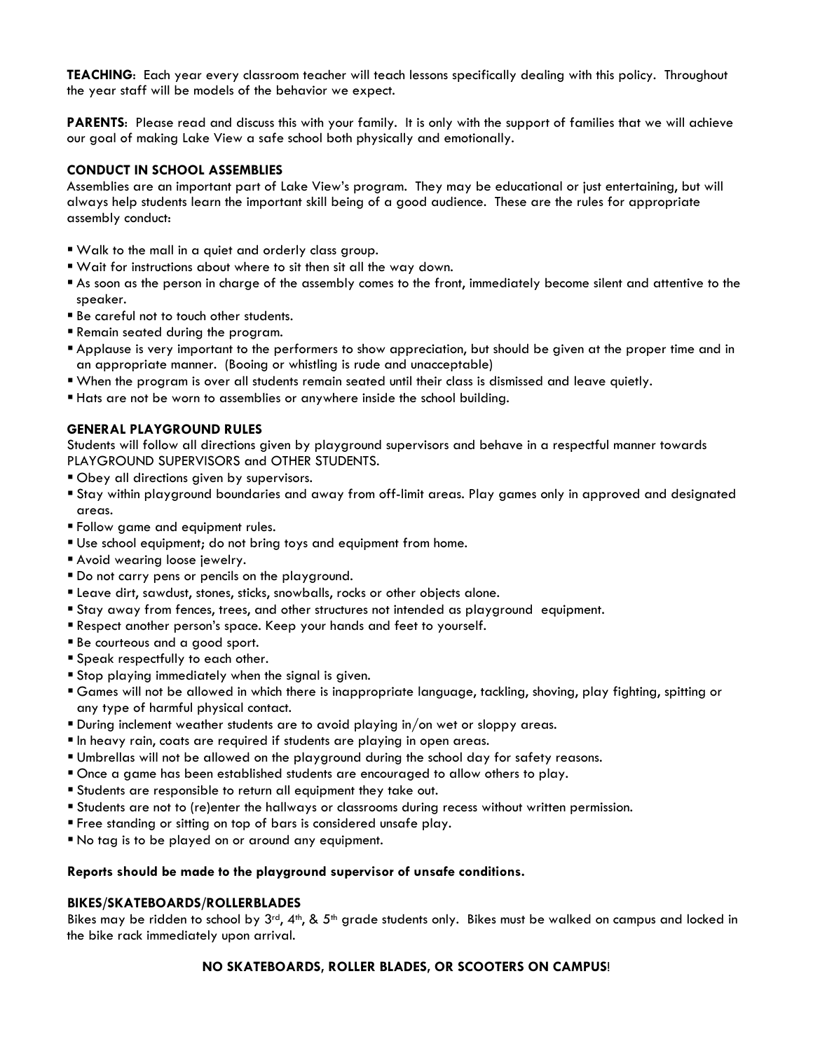**TEACHING**: Each year every classroom teacher will teach lessons specifically dealing with this policy. Throughout the year staff will be models of the behavior we expect.

**PARENTS**: Please read and discuss this with your family. It is only with the support of families that we will achieve our goal of making Lake View a safe school both physically and emotionally.

### CONDUCT IN SCHOOL ASSEMBLIES

Assemblies are an important part of Lake View's program. They may be educational or just entertaining, but will always help students learn the important skill being of a good audience. These are the rules for appropriate assembly conduct:

- Walk to the mall in a quiet and orderly class group.
- Wait for instructions about where to sit then sit all the way down.
- As soon as the person in charge of the assembly comes to the front, immediately become silent and attentive to the speaker.
- Be careful not to touch other students.
- Remain seated during the program.
- Applause is very important to the performers to show appreciation, but should be given at the proper time and in an appropriate manner. (Booing or whistling is rude and unacceptable)
- When the program is over all students remain seated until their class is dismissed and leave quietly.
- Hats are not be worn to assemblies or anywhere inside the school building.

### GENERAL PLAYGROUND RULES

Students will follow all directions given by playground supervisors and behave in a respectful manner towards PLAYGROUND SUPERVISORS and OTHER STUDENTS.

- Obey all directions given by supervisors.
- Stay within playground boundaries and away from off-limit areas. Play games only in approved and designated areas.
- Follow game and equipment rules.
- Use school equipment; do not bring toys and equipment from home.
- Avoid wearing loose jewelry.
- Do not carry pens or pencils on the playground.
- Leave dirt, sawdust, stones, sticks, snowballs, rocks or other objects alone.
- Stay away from fences, trees, and other structures not intended as playground equipment.
- Respect another person's space. Keep your hands and feet to yourself.
- Be courteous and a good sport.
- Speak respectfully to each other.
- Stop playing immediately when the signal is given.
- Games will not be allowed in which there is inappropriate language, tackling, shoving, play fighting, spitting or any type of harmful physical contact.
- During inclement weather students are to avoid playing in/on wet or sloppy areas.
- In heavy rain, coats are required if students are playing in open areas.
- Umbrellas will not be allowed on the playground during the school day for safety reasons.
- Once a game has been established students are encouraged to allow others to play.
- Students are responsible to return all equipment they take out.
- Students are not to (re)enter the hallways or classrooms during recess without written permission.
- Free standing or sitting on top of bars is considered unsafe play.
- No tag is to be played on or around any equipment.

**Reports should be made to the playground supervisor of unsafe conditions.**

### BIKES/SKATEBOARDS/ROLLERBLADES

Bikes may be ridden to school by 3rd, 4th, & 5th grade students only. Bikes must be walked on campus and locked in the bike rack immediately upon arrival.

**NO SKATEBOARDS, ROLLER BLADES, OR SCOOTERS ON CAMPUS**!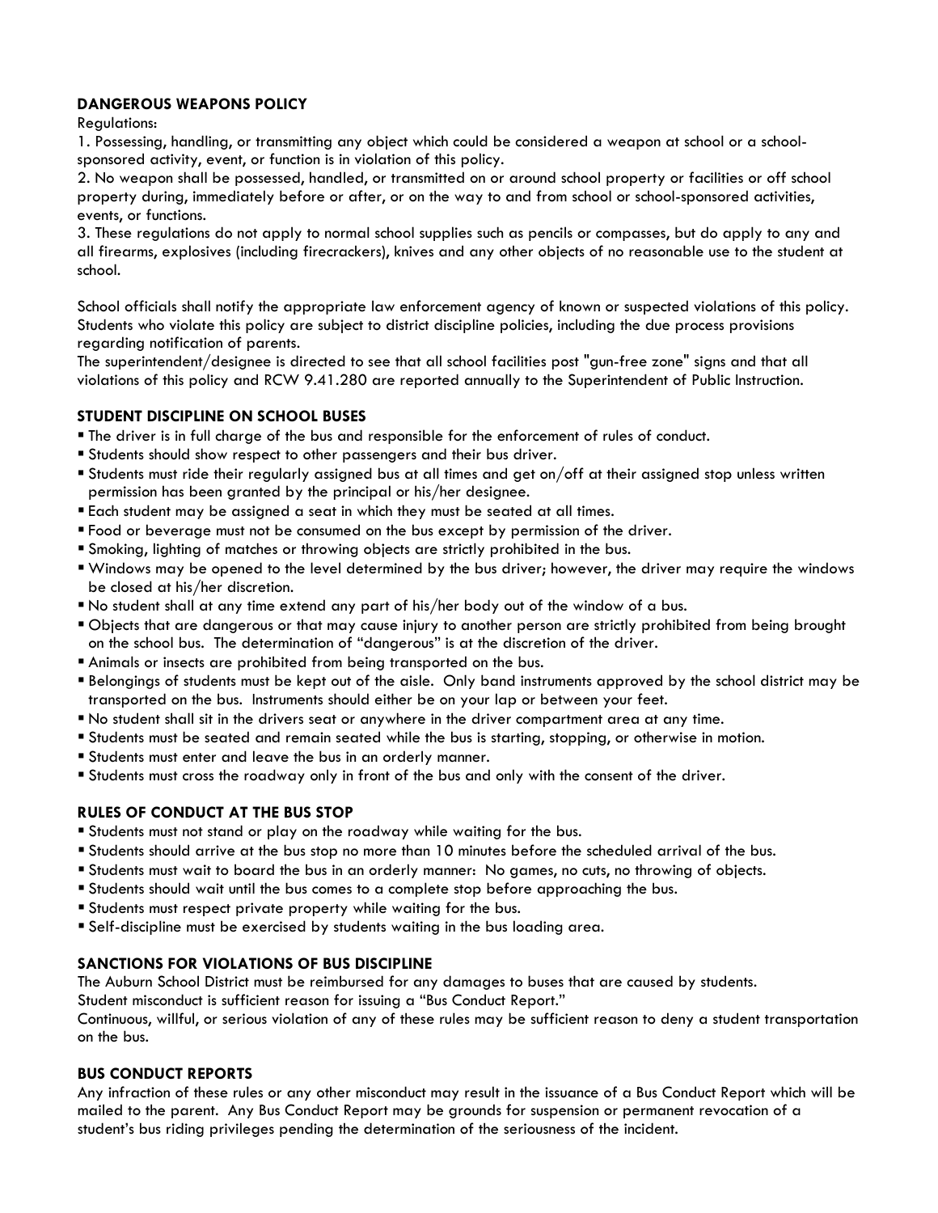## DANGEROUS WEAPONS POLICY

Regulations:

1. Possessing, handling, or transmitting any object which could be considered a weapon at school or a school-sponsored activity, event, or function is in violation of this policy.
2. No weapon shall be possessed, handled, or transmitted on or around school property or facilities or off school property during, immediately before or after, or on the way to and from school or school-sponsored activities, events, or functions.
3. These regulations do not apply to normal school supplies such as pencils or compasses, but do apply to any and all firearms, explosives (including firecrackers), knives and any other objects of no reasonable use to the student at school.

School officials shall notify the appropriate law enforcement agency of known or suspected violations of this policy. Students who violate this policy are subject to district discipline policies, including the due process provisions regarding notification of parents.

The superintendent/designee is directed to see that all school facilities post "gun-free zone" signs and that all violations of this policy and RCW 9.41.280 are reported annually to the Superintendent of Public Instruction.

## STUDENT DISCIPLINE ON SCHOOL BUSES

- The driver is in full charge of the bus and responsible for the enforcement of rules of conduct.
- Students should show respect to other passengers and their bus driver.
- Students must ride their regularly assigned bus at all times and get on/off at their assigned stop unless written permission has been granted by the principal or his/her designee.
- Each student may be assigned a seat in which they must be seated at all times.
- Food or beverage must not be consumed on the bus except by permission of the driver.
- Smoking, lighting of matches or throwing objects are strictly prohibited in the bus.
- Windows may be opened to the level determined by the bus driver; however, the driver may require the windows be closed at his/her discretion.
- No student shall at any time extend any part of his/her body out of the window of a bus.
- Objects that are dangerous or that may cause injury to another person are strictly prohibited from being brought on the school bus. The determination of "dangerous" is at the discretion of the driver.
- Animals or insects are prohibited from being transported on the bus.
- Belongings of students must be kept out of the aisle. Only band instruments approved by the school district may be transported on the bus. Instruments should either be on your lap or between your feet.
- No student shall sit in the drivers seat or anywhere in the driver compartment area at any time.
- Students must be seated and remain seated while the bus is starting, stopping, or otherwise in motion.
- Students must enter and leave the bus in an orderly manner.
- Students must cross the roadway only in front of the bus and only with the consent of the driver.

## RULES OF CONDUCT AT THE BUS STOP

- Students must not stand or play on the roadway while waiting for the bus.
- Students should arrive at the bus stop no more than 10 minutes before the scheduled arrival of the bus.
- Students must wait to board the bus in an orderly manner: No games, no cuts, no throwing of objects.
- Students should wait until the bus comes to a complete stop before approaching the bus.
- Students must respect private property while waiting for the bus.
- Self-discipline must be exercised by students waiting in the bus loading area.

## SANCTIONS FOR VIOLATIONS OF BUS DISCIPLINE

The Auburn School District must be reimbursed for any damages to buses that are caused by students.

Student misconduct is sufficient reason for issuing a "Bus Conduct Report."

Continuous, willful, or serious violation of any of these rules may be sufficient reason to deny a student transportation on the bus.

## BUS CONDUCT REPORTS

Any infraction of these rules or any other misconduct may result in the issuance of a Bus Conduct Report which will be mailed to the parent. Any Bus Conduct Report may be grounds for suspension or permanent revocation of a student's bus riding privileges pending the determination of the seriousness of the incident.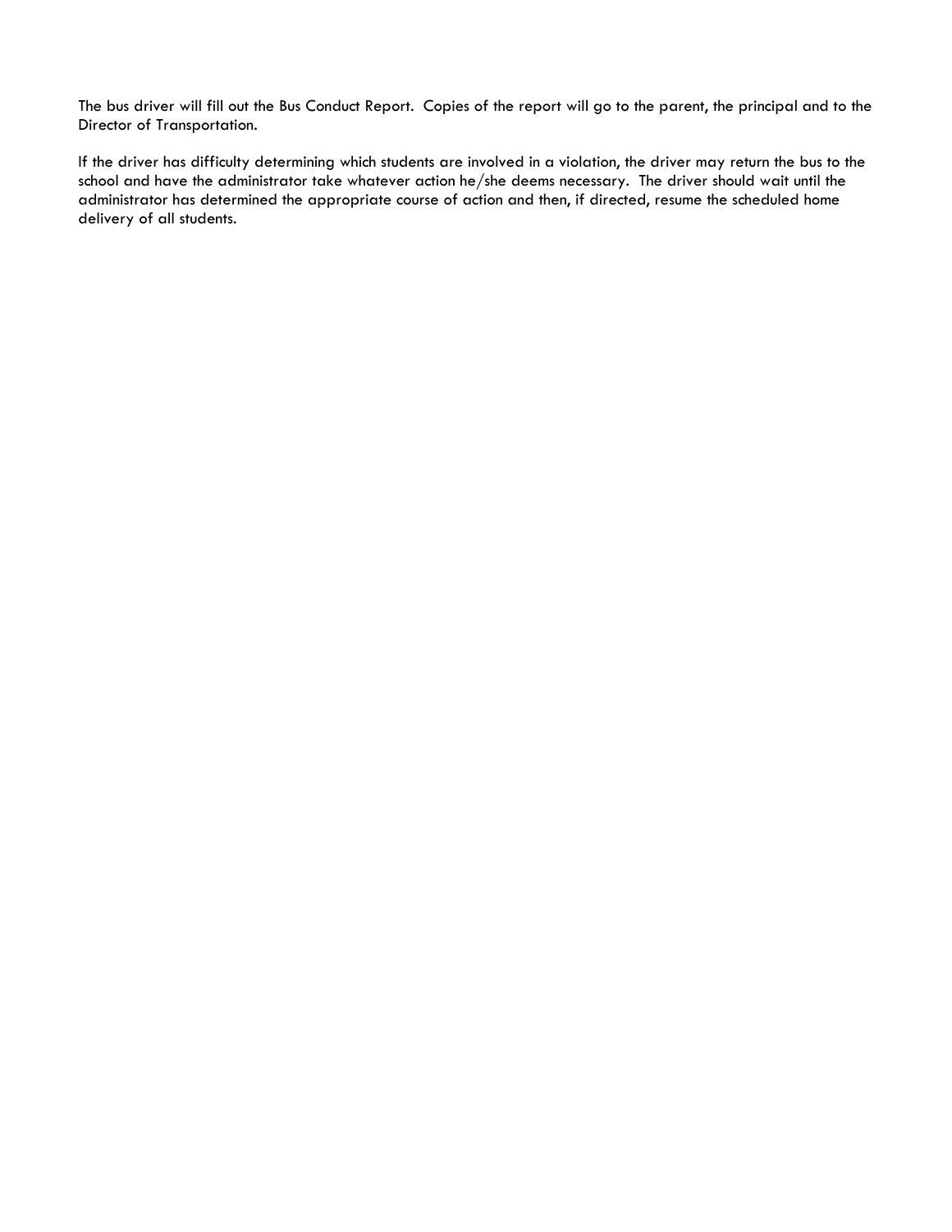The bus driver will fill out the Bus Conduct Report. Copies of the report will go to the parent, the principal and to the Director of Transportation.

If the driver has difficulty determining which students are involved in a violation, the driver may return the bus to the school and have the administrator take whatever action he/she deems necessary. The driver should wait until the administrator has determined the appropriate course of action and then, if directed, resume the scheduled home delivery of all students.